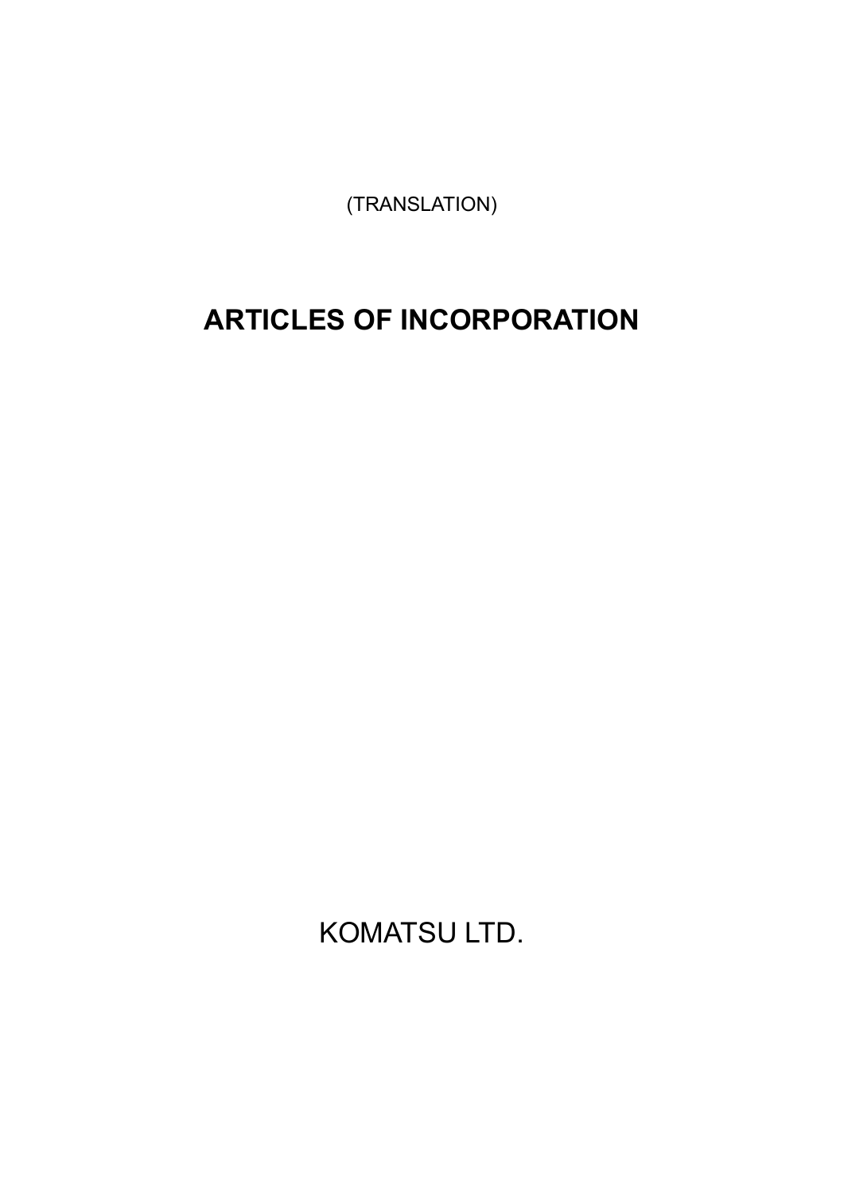(TRANSLATION)

# ARTICLES OF INCORPORATION

KOMATSU LTD.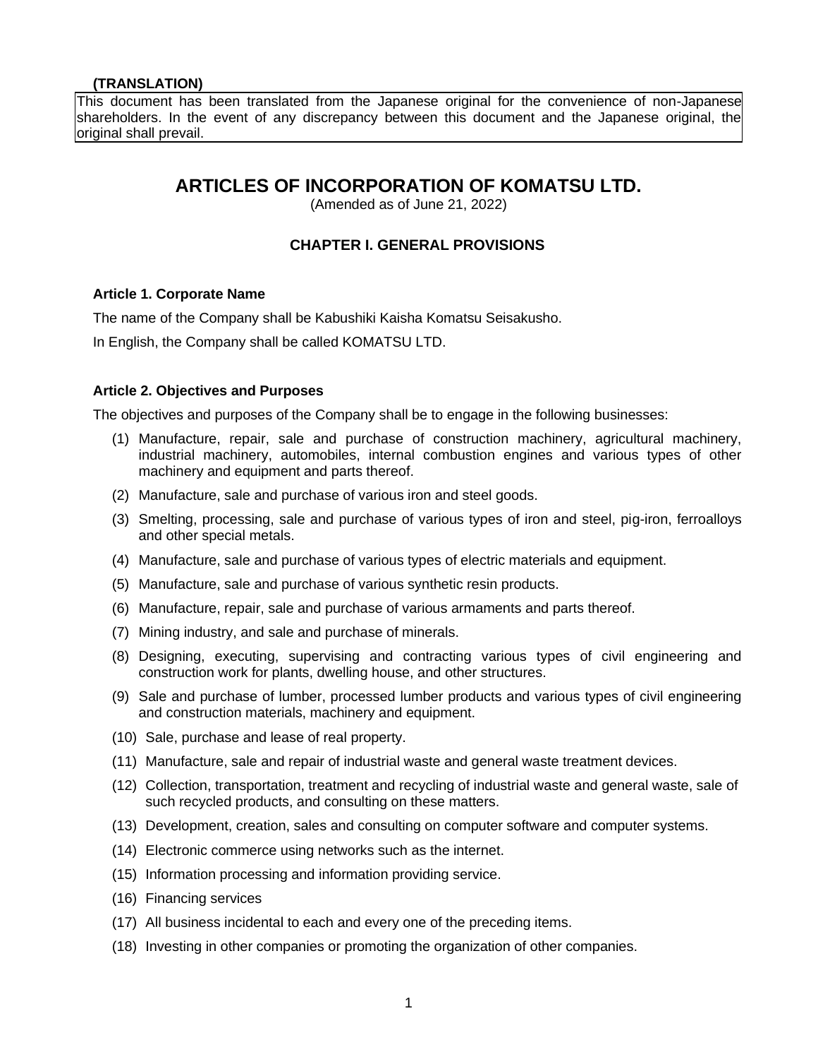**(TRANSLATION)**

This document has been translated from the Japanese original for the convenience of non-Japanese shareholders. In the event of any discrepancy between this document and the Japanese original, the original shall prevail.

# ARTICLES OF INCORPORATION OF KOMATSU LTD.

(Amended as of June 21, 2022)

## CHAPTER I. GENERAL PROVISIONS

### Article 1. Corporate Name

The name of the Company shall be Kabushiki Kaisha Komatsu Seisakusho.

In English, the Company shall be called KOMATSU LTD.

### Article 2. Objectives and Purposes

The objectives and purposes of the Company shall be to engage in the following businesses:

(1) Manufacture, repair, sale and purchase of construction machinery, agricultural machinery, industrial machinery, automobiles, internal combustion engines and various types of other machinery and equipment and parts thereof.

(2) Manufacture, sale and purchase of various iron and steel goods.

(3) Smelting, processing, sale and purchase of various types of iron and steel, pig-iron, ferroalloys and other special metals.

(4) Manufacture, sale and purchase of various types of electric materials and equipment.

(5) Manufacture, sale and purchase of various synthetic resin products.

(6) Manufacture, repair, sale and purchase of various armaments and parts thereof.

(7) Mining industry, and sale and purchase of minerals.

(8) Designing, executing, supervising and contracting various types of civil engineering and construction work for plants, dwelling house, and other structures.

(9) Sale and purchase of lumber, processed lumber products and various types of civil engineering and construction materials, machinery and equipment.

(10) Sale, purchase and lease of real property.

(11) Manufacture, sale and repair of industrial waste and general waste treatment devices.

(12) Collection, transportation, treatment and recycling of industrial waste and general waste, sale of such recycled products, and consulting on these matters.

(13) Development, creation, sales and consulting on computer software and computer systems.

(14) Electronic commerce using networks such as the internet.

(15) Information processing and information providing service.

(16) Financing services

(17) All business incidental to each and every one of the preceding items.

(18) Investing in other companies or promoting the organization of other companies.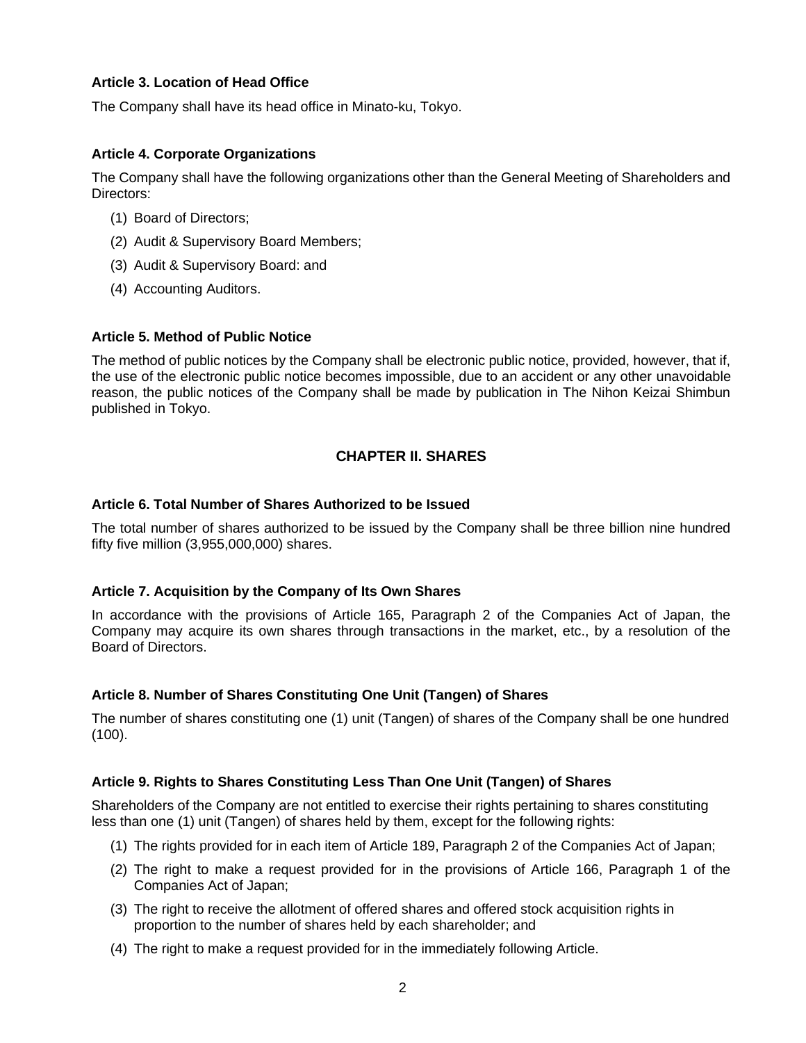### Article 3. Location of Head Office

The Company shall have its head office in Minato-ku, Tokyo.

### Article 4. Corporate Organizations

The Company shall have the following organizations other than the General Meeting of Shareholders and Directors:

(1) Board of Directors;

(2) Audit & Supervisory Board Members;

(3) Audit & Supervisory Board: and

(4) Accounting Auditors.

### Article 5. Method of Public Notice

The method of public notices by the Company shall be electronic public notice, provided, however, that if, the use of the electronic public notice becomes impossible, due to an accident or any other unavoidable reason, the public notices of the Company shall be made by publication in The Nihon Keizai Shimbun published in Tokyo.

## CHAPTER II. SHARES

### Article 6. Total Number of Shares Authorized to be Issued

The total number of shares authorized to be issued by the Company shall be three billion nine hundred fifty five million (3,955,000,000) shares.

### Article 7. Acquisition by the Company of Its Own Shares

In accordance with the provisions of Article 165, Paragraph 2 of the Companies Act of Japan, the Company may acquire its own shares through transactions in the market, etc., by a resolution of the Board of Directors.

### Article 8. Number of Shares Constituting One Unit (Tangen) of Shares

The number of shares constituting one (1) unit (Tangen) of shares of the Company shall be one hundred (100).

### Article 9. Rights to Shares Constituting Less Than One Unit (Tangen) of Shares

Shareholders of the Company are not entitled to exercise their rights pertaining to shares constituting less than one (1) unit (Tangen) of shares held by them, except for the following rights:

(1) The rights provided for in each item of Article 189, Paragraph 2 of the Companies Act of Japan;

(2) The right to make a request provided for in the provisions of Article 166, Paragraph 1 of the Companies Act of Japan;

(3) The right to receive the allotment of offered shares and offered stock acquisition rights in proportion to the number of shares held by each shareholder; and

(4) The right to make a request provided for in the immediately following Article.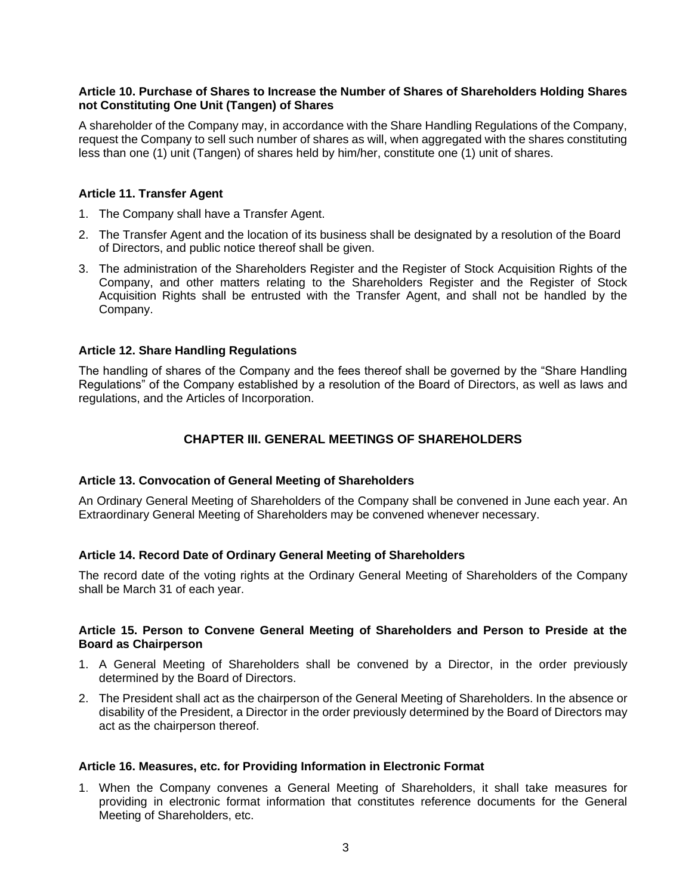### Article 10. Purchase of Shares to Increase the Number of Shares of Shareholders Holding Shares not Constituting One Unit (Tangen) of Shares

A shareholder of the Company may, in accordance with the Share Handling Regulations of the Company, request the Company to sell such number of shares as will, when aggregated with the shares constituting less than one (1) unit (Tangen) of shares held by him/her, constitute one (1) unit of shares.

### Article 11. Transfer Agent

1. The Company shall have a Transfer Agent.
2. The Transfer Agent and the location of its business shall be designated by a resolution of the Board of Directors, and public notice thereof shall be given.
3. The administration of the Shareholders Register and the Register of Stock Acquisition Rights of the Company, and other matters relating to the Shareholders Register and the Register of Stock Acquisition Rights shall be entrusted with the Transfer Agent, and shall not be handled by the Company.

### Article 12. Share Handling Regulations

The handling of shares of the Company and the fees thereof shall be governed by the "Share Handling Regulations" of the Company established by a resolution of the Board of Directors, as well as laws and regulations, and the Articles of Incorporation.

## CHAPTER III. GENERAL MEETINGS OF SHAREHOLDERS

### Article 13. Convocation of General Meeting of Shareholders

An Ordinary General Meeting of Shareholders of the Company shall be convened in June each year. An Extraordinary General Meeting of Shareholders may be convened whenever necessary.

### Article 14. Record Date of Ordinary General Meeting of Shareholders

The record date of the voting rights at the Ordinary General Meeting of Shareholders of the Company shall be March 31 of each year.

### Article 15. Person to Convene General Meeting of Shareholders and Person to Preside at the Board as Chairperson

1. A General Meeting of Shareholders shall be convened by a Director, in the order previously determined by the Board of Directors.
2. The President shall act as the chairperson of the General Meeting of Shareholders. In the absence or disability of the President, a Director in the order previously determined by the Board of Directors may act as the chairperson thereof.

### Article 16. Measures, etc. for Providing Information in Electronic Format

1. When the Company convenes a General Meeting of Shareholders, it shall take measures for providing in electronic format information that constitutes reference documents for the General Meeting of Shareholders, etc.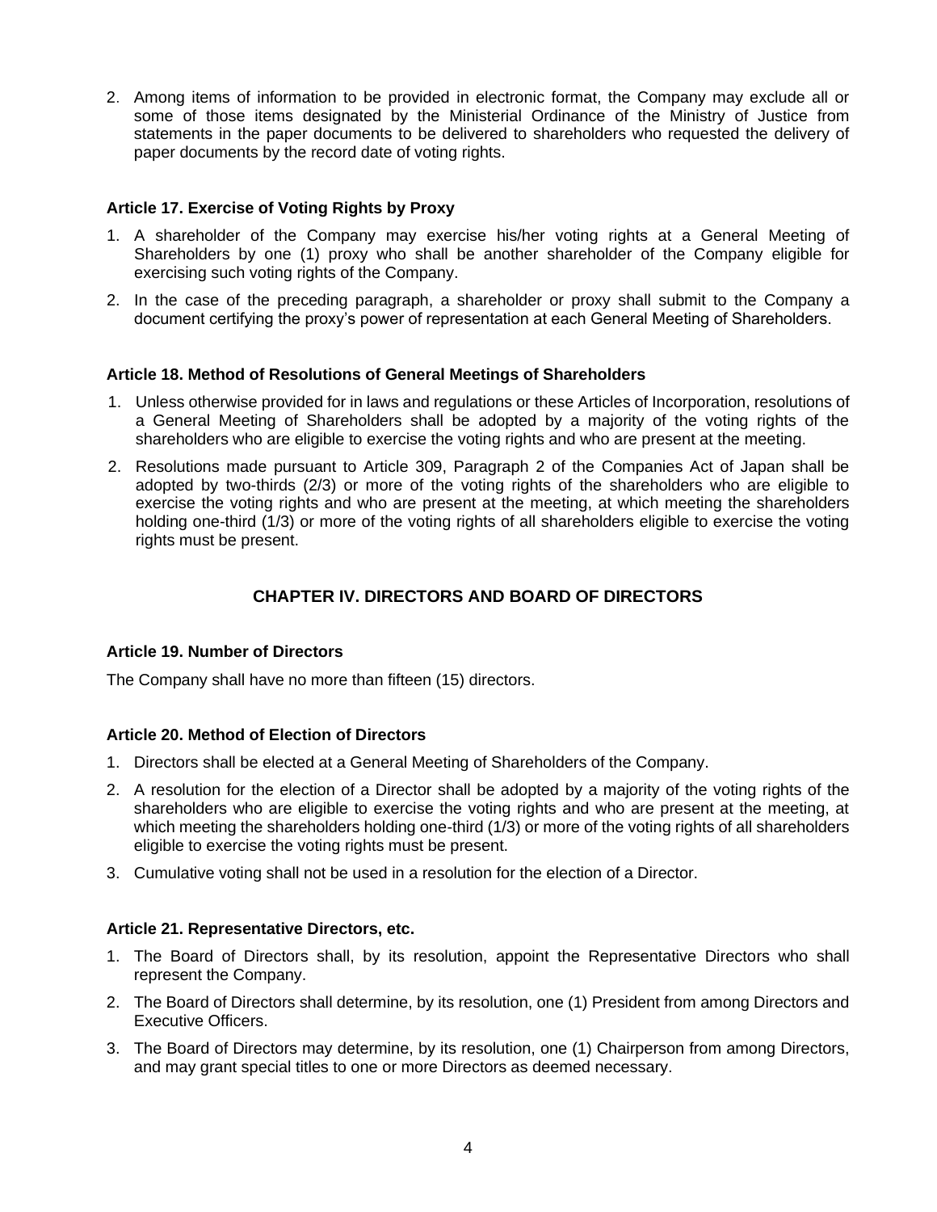2. Among items of information to be provided in electronic format, the Company may exclude all or some of those items designated by the Ministerial Ordinance of the Ministry of Justice from statements in the paper documents to be delivered to shareholders who requested the delivery of paper documents by the record date of voting rights.

**Article 17. Exercise of Voting Rights by Proxy**

1. A shareholder of the Company may exercise his/her voting rights at a General Meeting of Shareholders by one (1) proxy who shall be another shareholder of the Company eligible for exercising such voting rights of the Company.
2. In the case of the preceding paragraph, a shareholder or proxy shall submit to the Company a document certifying the proxy's power of representation at each General Meeting of Shareholders.

**Article 18. Method of Resolutions of General Meetings of Shareholders**

1. Unless otherwise provided for in laws and regulations or these Articles of Incorporation, resolutions of a General Meeting of Shareholders shall be adopted by a majority of the voting rights of the shareholders who are eligible to exercise the voting rights and who are present at the meeting.
2. Resolutions made pursuant to Article 309, Paragraph 2 of the Companies Act of Japan shall be adopted by two-thirds (2/3) or more of the voting rights of the shareholders who are eligible to exercise the voting rights and who are present at the meeting, at which meeting the shareholders holding one-third (1/3) or more of the voting rights of all shareholders eligible to exercise the voting rights must be present.

## CHAPTER IV. DIRECTORS AND BOARD OF DIRECTORS

**Article 19. Number of Directors**

The Company shall have no more than fifteen (15) directors.

**Article 20. Method of Election of Directors**

1. Directors shall be elected at a General Meeting of Shareholders of the Company.
2. A resolution for the election of a Director shall be adopted by a majority of the voting rights of the shareholders who are eligible to exercise the voting rights and who are present at the meeting, at which meeting the shareholders holding one-third (1/3) or more of the voting rights of all shareholders eligible to exercise the voting rights must be present.
3. Cumulative voting shall not be used in a resolution for the election of a Director.

**Article 21. Representative Directors, etc.**

1. The Board of Directors shall, by its resolution, appoint the Representative Directors who shall represent the Company.
2. The Board of Directors shall determine, by its resolution, one (1) President from among Directors and Executive Officers.
3. The Board of Directors may determine, by its resolution, one (1) Chairperson from among Directors, and may grant special titles to one or more Directors as deemed necessary.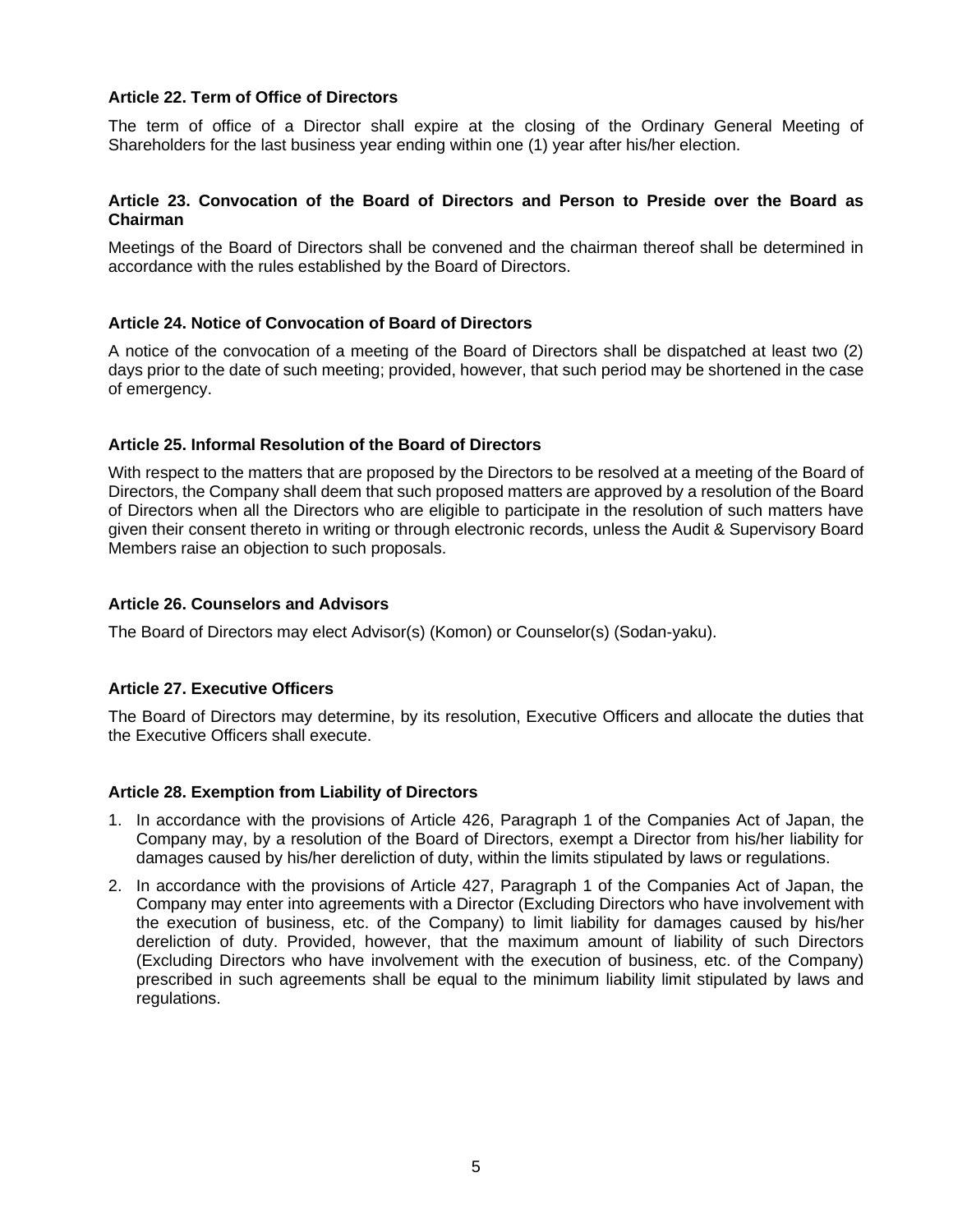### Article 22. Term of Office of Directors

The term of office of a Director shall expire at the closing of the Ordinary General Meeting of Shareholders for the last business year ending within one (1) year after his/her election.

### Article 23. Convocation of the Board of Directors and Person to Preside over the Board as Chairman

Meetings of the Board of Directors shall be convened and the chairman thereof shall be determined in accordance with the rules established by the Board of Directors.

### Article 24. Notice of Convocation of Board of Directors

A notice of the convocation of a meeting of the Board of Directors shall be dispatched at least two (2) days prior to the date of such meeting; provided, however, that such period may be shortened in the case of emergency.

### Article 25. Informal Resolution of the Board of Directors

With respect to the matters that are proposed by the Directors to be resolved at a meeting of the Board of Directors, the Company shall deem that such proposed matters are approved by a resolution of the Board of Directors when all the Directors who are eligible to participate in the resolution of such matters have given their consent thereto in writing or through electronic records, unless the Audit & Supervisory Board Members raise an objection to such proposals.

### Article 26. Counselors and Advisors

The Board of Directors may elect Advisor(s) (Komon) or Counselor(s) (Sodan-yaku).

### Article 27. Executive Officers

The Board of Directors may determine, by its resolution, Executive Officers and allocate the duties that the Executive Officers shall execute.

### Article 28. Exemption from Liability of Directors

1. In accordance with the provisions of Article 426, Paragraph 1 of the Companies Act of Japan, the Company may, by a resolution of the Board of Directors, exempt a Director from his/her liability for damages caused by his/her dereliction of duty, within the limits stipulated by laws or regulations.
2. In accordance with the provisions of Article 427, Paragraph 1 of the Companies Act of Japan, the Company may enter into agreements with a Director (Excluding Directors who have involvement with the execution of business, etc. of the Company) to limit liability for damages caused by his/her dereliction of duty. Provided, however, that the maximum amount of liability of such Directors (Excluding Directors who have involvement with the execution of business, etc. of the Company) prescribed in such agreements shall be equal to the minimum liability limit stipulated by laws and regulations.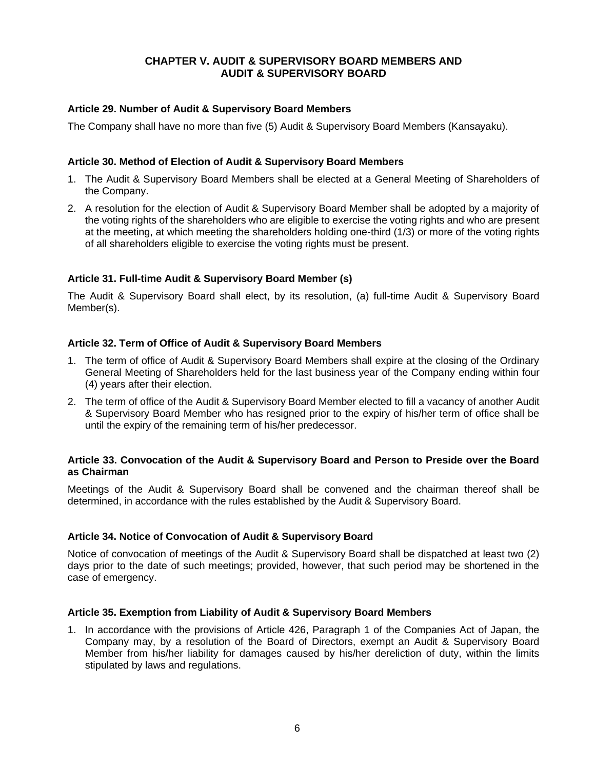## CHAPTER V. AUDIT & SUPERVISORY BOARD MEMBERS AND AUDIT & SUPERVISORY BOARD

### Article 29. Number of Audit & Supervisory Board Members

The Company shall have no more than five (5) Audit & Supervisory Board Members (Kansayaku).

### Article 30. Method of Election of Audit & Supervisory Board Members

1. The Audit & Supervisory Board Members shall be elected at a General Meeting of Shareholders of the Company.
2. A resolution for the election of Audit & Supervisory Board Member shall be adopted by a majority of the voting rights of the shareholders who are eligible to exercise the voting rights and who are present at the meeting, at which meeting the shareholders holding one-third (1/3) or more of the voting rights of all shareholders eligible to exercise the voting rights must be present.

### Article 31. Full-time Audit & Supervisory Board Member (s)

The Audit & Supervisory Board shall elect, by its resolution, (a) full-time Audit & Supervisory Board Member(s).

### Article 32. Term of Office of Audit & Supervisory Board Members

1. The term of office of Audit & Supervisory Board Members shall expire at the closing of the Ordinary General Meeting of Shareholders held for the last business year of the Company ending within four (4) years after their election.
2. The term of office of the Audit & Supervisory Board Member elected to fill a vacancy of another Audit & Supervisory Board Member who has resigned prior to the expiry of his/her term of office shall be until the expiry of the remaining term of his/her predecessor.

### Article 33. Convocation of the Audit & Supervisory Board and Person to Preside over the Board as Chairman

Meetings of the Audit & Supervisory Board shall be convened and the chairman thereof shall be determined, in accordance with the rules established by the Audit & Supervisory Board.

### Article 34. Notice of Convocation of Audit & Supervisory Board

Notice of convocation of meetings of the Audit & Supervisory Board shall be dispatched at least two (2) days prior to the date of such meetings; provided, however, that such period may be shortened in the case of emergency.

### Article 35. Exemption from Liability of Audit & Supervisory Board Members

1. In accordance with the provisions of Article 426, Paragraph 1 of the Companies Act of Japan, the Company may, by a resolution of the Board of Directors, exempt an Audit & Supervisory Board Member from his/her liability for damages caused by his/her dereliction of duty, within the limits stipulated by laws and regulations.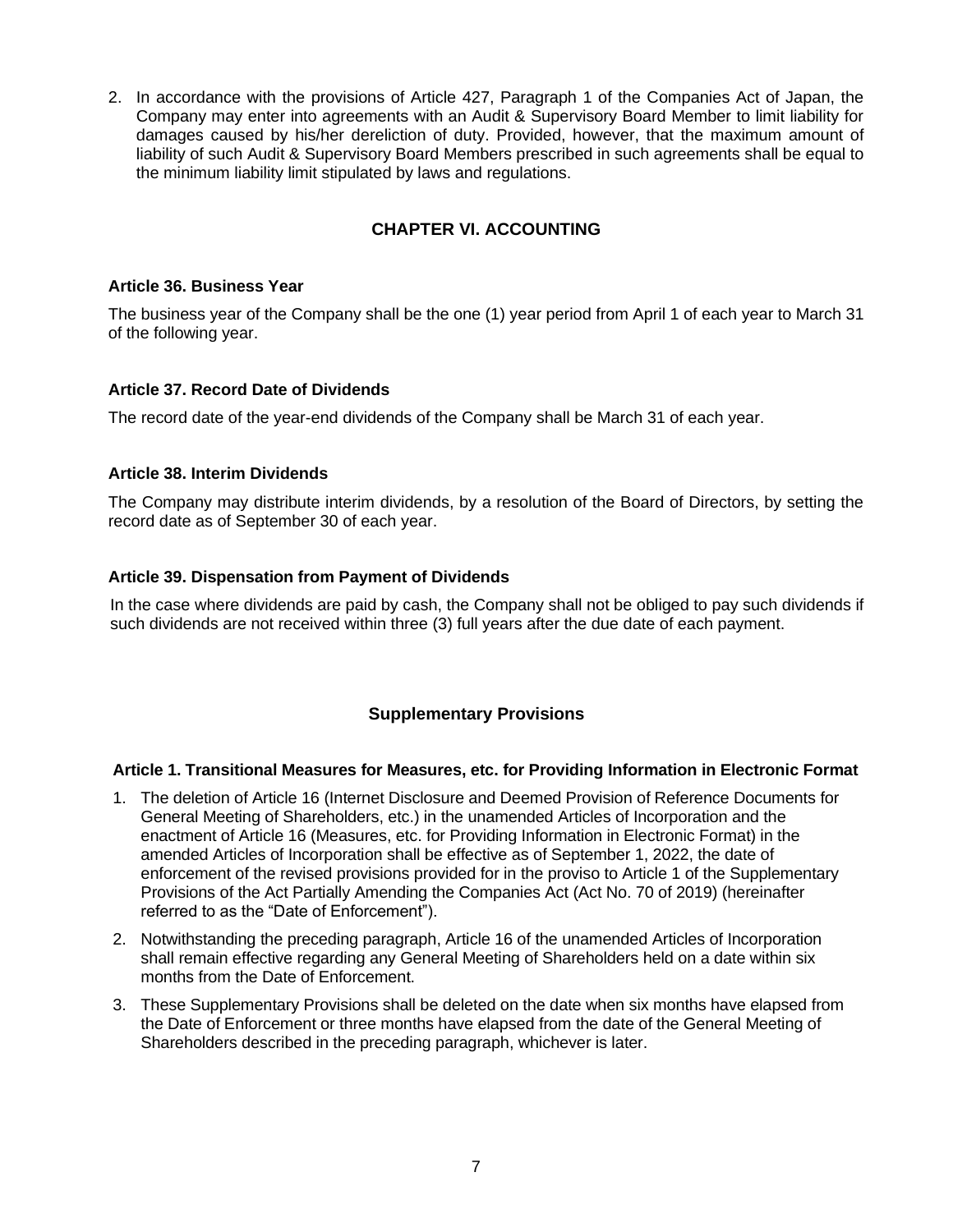2. In accordance with the provisions of Article 427, Paragraph 1 of the Companies Act of Japan, the Company may enter into agreements with an Audit & Supervisory Board Member to limit liability for damages caused by his/her dereliction of duty. Provided, however, that the maximum amount of liability of such Audit & Supervisory Board Members prescribed in such agreements shall be equal to the minimum liability limit stipulated by laws and regulations.

## CHAPTER VI. ACCOUNTING

### Article 36. Business Year

The business year of the Company shall be the one (1) year period from April 1 of each year to March 31 of the following year.

### Article 37. Record Date of Dividends

The record date of the year-end dividends of the Company shall be March 31 of each year.

### Article 38. Interim Dividends

The Company may distribute interim dividends, by a resolution of the Board of Directors, by setting the record date as of September 30 of each year.

### Article 39. Dispensation from Payment of Dividends

In the case where dividends are paid by cash, the Company shall not be obliged to pay such dividends if such dividends are not received within three (3) full years after the due date of each payment.

## Supplementary Provisions

### Article 1. Transitional Measures for Measures, etc. for Providing Information in Electronic Format

1. The deletion of Article 16 (Internet Disclosure and Deemed Provision of Reference Documents for General Meeting of Shareholders, etc.) in the unamended Articles of Incorporation and the enactment of Article 16 (Measures, etc. for Providing Information in Electronic Format) in the amended Articles of Incorporation shall be effective as of September 1, 2022, the date of enforcement of the revised provisions provided for in the proviso to Article 1 of the Supplementary Provisions of the Act Partially Amending the Companies Act (Act No. 70 of 2019) (hereinafter referred to as the "Date of Enforcement").
2. Notwithstanding the preceding paragraph, Article 16 of the unamended Articles of Incorporation shall remain effective regarding any General Meeting of Shareholders held on a date within six months from the Date of Enforcement.
3. These Supplementary Provisions shall be deleted on the date when six months have elapsed from the Date of Enforcement or three months have elapsed from the date of the General Meeting of Shareholders described in the preceding paragraph, whichever is later.